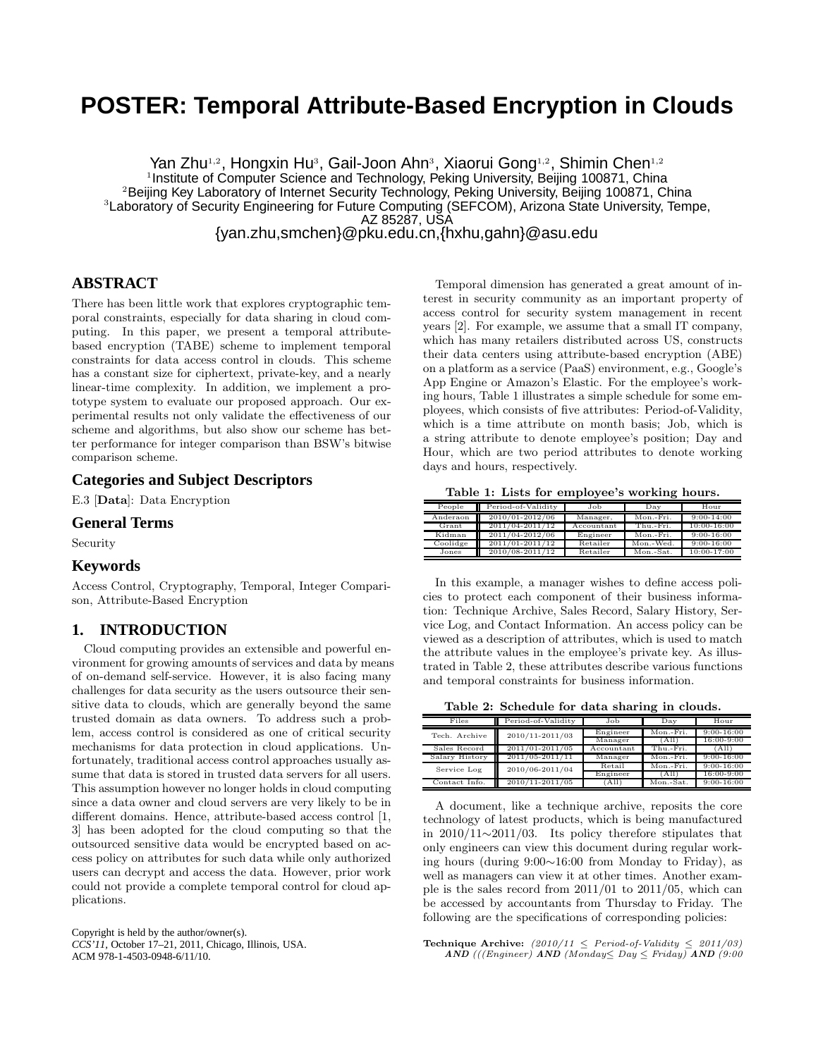# POSTER: Temporal Attribute-Based Encryption in Clouds

Yan Zhu[1,2], Hongxin Hu[3], Gail-Joon Ahn[3], Xiaorui Gong[1,2], Shimin Chen[1,2]

[1]Institute of Computer Science and Technology, Peking University, Beijing 100871, China
[2]Beijing Key Laboratory of Internet Security Technology, Peking University, Beijing 100871, China
[3]Laboratory of Security Engineering for Future Computing (SEFCOM), Arizona State University, Tempe, AZ 85287, USA

{yan.zhu,smchen}@pku.edu.cn,{hxhu,gahn}@asu.edu

## ABSTRACT

There has been little work that explores cryptographic temporal constraints, especially for data sharing in cloud computing. In this paper, we present a temporal attribute-based encryption (TABE) scheme to implement temporal constraints for data access control in clouds. This scheme has a constant size for ciphertext, private-key, and a nearly linear-time complexity. In addition, we implement a prototype system to evaluate our proposed approach. Our experimental results not only validate the effectiveness of our scheme and algorithms, but also show our scheme has better performance for integer comparison than BSW's bitwise comparison scheme.

### Categories and Subject Descriptors

E.3 [**Data**]: Data Encryption

### General Terms

Security

### Keywords

Access Control, Cryptography, Temporal, Integer Comparison, Attribute-Based Encryption

## 1. INTRODUCTION

Cloud computing provides an extensible and powerful environment for growing amounts of services and data by means of on-demand self-service. However, it is also facing many challenges for data security as the users outsource their sensitive data to clouds, which are generally beyond the same trusted domain as data owners. To address such a problem, access control is considered as one of critical security mechanisms for data protection in cloud applications. Unfortunately, traditional access control approaches usually assume that data is stored in trusted data servers for all users. This assumption however no longer holds in cloud computing since a data owner and cloud servers are very likely to be in different domains. Hence, attribute-based access control [1, 3] has been adopted for the cloud computing so that the outsourced sensitive data would be encrypted based on access policy on attributes for such data while only authorized users can decrypt and access the data. However, prior work could not provide a complete temporal control for cloud applications.

Copyright is held by the author/owner(s).
*CCS'11,* October 17–21, 2011, Chicago, Illinois, USA.
ACM 978-1-4503-0948-6/11/10.

Temporal dimension has generated a great amount of interest in security community as an important property of access control for security system management in recent years [2]. For example, we assume that a small IT company, which has many retailers distributed across US, constructs their data centers using attribute-based encryption (ABE) on a platform as a service (PaaS) environment, e.g., Google's App Engine or Amazon's Elastic. For the employee's working hours, Table 1 illustrates a simple schedule for some employees, which consists of five attributes: Period-of-Validity, which is a time attribute on month basis; Job, which is a string attribute to denote employee's position; Day and Hour, which are two period attributes to denote working days and hours, respectively.

**Table 1: Lists for employee's working hours.**

| People | Period-of-Validity | Job | Day | Hour |
|---|---|---|---|---|
| Anderaon | 2010/01-2012/06 | Manager, | Mon.-Fri. | 9:00-14:00 |
| Grant | 2011/04-2011/12 | Accountant | Thu.-Fri. | 10:00-16:00 |
| Kidman | 2011/04-2012/06 | Engineer | Mon.-Fri. | 9:00-16:00 |
| Coolidge | 2011/01-2011/12 | Retailer | Mon.-Wed. | 9:00-16:00 |
| Jones | 2010/08-2011/12 | Retailer | Mon.-Sat. | 10:00-17:00 |

In this example, a manager wishes to define access policies to protect each component of their business information: Technique Archive, Sales Record, Salary History, Service Log, and Contact Information. An access policy can be viewed as a description of attributes, which is used to match the attribute values in the employee's private key. As illustrated in Table 2, these attributes describe various functions and temporal constraints for business information.

**Table 2: Schedule for data sharing in clouds.**

| Files | Period-of-Validity | Job | Day | Hour |
|---|---|---|---|---|
| Tech. Archive | 2010/11-2011/03 | Engineer | Mon.-Fri. | 9:00-16:00 |
| | | Manager | (All) | 16:00-9:00 |
| Sales Record | 2011/01-2011/05 | Accountant | Thu.-Fri. | (All) |
| Salary History | 2011/05-2011/11 | Manager | Mon.-Fri. | 9:00-16:00 |
| Service Log | 2010/06-2011/04 | Retail | Mon.-Fri. | 9:00-16:00 |
| | | Engineer | (All) | 16:00-9:00 |
| Contact Info. | 2010/11-2011/05 | (All) | Mon.-Sat. | 9:00-16:00 |

A document, like a technique archive, reposits the core technology of latest products, which is being manufactured in 2010/11∼2011/03. Its policy therefore stipulates that only engineers can view this document during regular working hours (during 9:00∼16:00 from Monday to Friday), as well as managers can view it at other times. Another example is the sales record from 2011/01 to 2011/05, which can be accessed by accountants from Thursday to Friday. The following are the specifications of corresponding policies:

**Technique Archive:** *(2010/11 ≤ Period-of-Validity ≤ 2011/03)* ***AND*** *(((Engineer)* ***AND*** *(Monday≤ Day ≤ Friday)* ***AND*** *(9:00*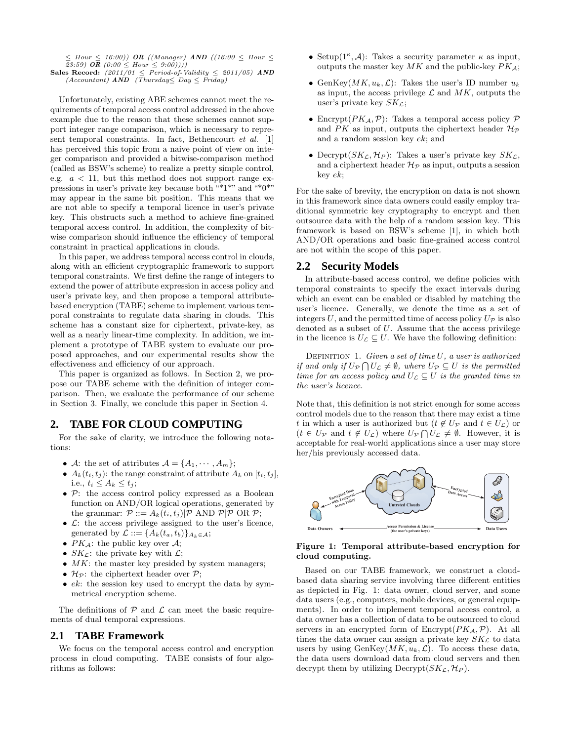≤ Hour ≤ 16:00)) ***OR*** ((Manager) ***AND*** ((16:00 ≤ Hour ≤ 23:59) ***OR*** (0:00 ≤ Hour ≤ 9:00))))

**Sales Record:** *(2011/01 ≤ Period-of-Validity ≤ 2011/05)* ***AND*** *(Accountant)* ***AND*** *(Thursday≤ Day ≤ Friday)*

Unfortunately, existing ABE schemes cannot meet the requirements of temporal access control addressed in the above example due to the reason that these schemes cannot support integer range comparison, which is necessary to represent temporal constraints. In fact, Bethencourt *et al.* [1] has perceived this topic from a naive point of view on integer comparison and provided a bitwise-comparison method (called as BSW's scheme) to realize a pretty simple control, e.g. $a < 11$, but this method does not support range expressions in user's private key because both "*1*" and "*0*" may appear in the same bit position. This means that we are not able to specify a temporal licence in user's private key. This obstructs such a method to achieve fine-grained temporal access control. In addition, the complexity of bitwise comparison should influence the efficiency of temporal constraint in practical applications in clouds.

In this paper, we address temporal access control in clouds, along with an efficient cryptographic framework to support temporal constraints. We first define the range of integers to extend the power of attribute expression in access policy and user's private key, and then propose a temporal attribute-based encryption (TABE) scheme to implement various temporal constraints to regulate data sharing in clouds. This scheme has a constant size for ciphertext, private-key, as well as a nearly linear-time complexity. In addition, we implement a prototype of TABE system to evaluate our proposed approaches, and our experimental results show the effectiveness and efficiency of our approach.

This paper is organized as follows. In Section 2, we propose our TABE scheme with the definition of integer comparison. Then, we evaluate the performance of our scheme in Section 3. Finally, we conclude this paper in Section 4.

## 2. TABE FOR CLOUD COMPUTING

For the sake of clarity, we introduce the following notations:

- $\mathcal{A}$: the set of attributes $\mathcal{A} = \{A_1, \cdots, A_m\}$;
- $A_k(t_i, t_j)$: the range constraint of attribute $A_k$ on $[t_i, t_j]$, i.e., $t_i \leq A_k \leq t_j$;
- $\mathcal{P}$: the access control policy expressed as a Boolean function on AND/OR logical operations, generated by the grammar: $\mathcal{P} ::= A_k(t_i, t_j) | \mathcal{P}$ AND $\mathcal{P} | \mathcal{P}$ OR $\mathcal{P}$;
- $\mathcal{L}$: the access privilege assigned to the user's licence, generated by $\mathcal{L} ::= \{A_k(t_a, t_b)\}_{A_k \in \mathcal{A}}$;
- $PK_{\mathcal{A}}$: the public key over $\mathcal{A}$;
- $SK_{\mathcal{L}}$: the private key with $\mathcal{L}$;
- $MK$: the master key presided by system managers;
- $\mathcal{H}_{\mathcal{P}}$: the ciphertext header over $\mathcal{P}$;
- $ek$: the session key used to encrypt the data by symmetrical encryption scheme.

The definitions of $\mathcal{P}$ and $\mathcal{L}$ can meet the basic requirements of dual temporal expressions.

### 2.1 TABE Framework

We focus on the temporal access control and encryption process in cloud computing. TABE consists of four algorithms as follows:

- Setup$(1^\kappa, \mathcal{A})$: Takes a security parameter $\kappa$ as input, outputs the master key $MK$ and the public-key $PK_{\mathcal{A}}$;
- GenKey$(MK, u_k, \mathcal{L})$: Takes the user's ID number $u_k$ as input, the access privilege $\mathcal{L}$ and $MK$, outputs the user's private key $SK_{\mathcal{L}}$;
- Encrypt$(PK_{\mathcal{A}}, \mathcal{P})$: Takes a temporal access policy $\mathcal{P}$ and $PK$ as input, outputs the ciphertext header $\mathcal{H}_{\mathcal{P}}$ and a random session key $ek$; and
- Decrypt$(SK_{\mathcal{L}}, \mathcal{H}_P)$: Takes a user's private key $SK_{\mathcal{L}}$, and a ciphertext header $\mathcal{H}_{\mathcal{P}}$ as input, outputs a session key $ek$;

For the sake of brevity, the encryption on data is not shown in this framework since data owners could easily employ traditional symmetric key cryptography to encrypt and then outsource data with the help of a random session key. This framework is based on BSW's scheme [1], in which both AND/OR operations and basic fine-grained access control are not within the scope of this paper.

### 2.2 Security Models

In attribute-based access control, we define policies with temporal constraints to specify the exact intervals during which an event can be enabled or disabled by matching the user's licence. Generally, we denote the time as a set of integers $U$, and the permitted time of access policy $U_{\mathcal{P}}$ is also denoted as a subset of $U$. Assume that the access privilege in the licence is $U_{\mathcal{L}} \subseteq U$. We have the following definition:

DEFINITION 1. *Given a set of time $U$, a user is authorized if and only if $U_{\mathcal{P}} \bigcap U_{\mathcal{L}} \neq \emptyset$, where $U_{\mathcal{P}} \subseteq U$ is the permitted time for an access policy and $U_{\mathcal{L}} \subseteq U$ is the granted time in the user's licence.*

Note that, this definition is not strict enough for some access control models due to the reason that there may exist a time $t$ in which a user is authorized but ($t \notin U_{\mathcal{P}}$ and $t \in U_{\mathcal{L}}$) or ($t \in U_{\mathcal{P}}$ and $t \notin U_{\mathcal{L}}$) where $U_{\mathcal{P}} \bigcap U_{\mathcal{L}} \neq \emptyset$. However, it is acceptable for real-world applications since a user may store her/his previously accessed data.

**Figure 1: Temporal attribute-based encryption for cloud computing.**

Based on our TABE framework, we construct a cloud-based data sharing service involving three different entities as depicted in Fig. 1: data owner, cloud server, and some data users (e.g., computers, mobile devices, or general equipments). In order to implement temporal access control, a data owner has a collection of data to be outsourced to cloud servers in an encrypted form of Encrypt$(PK_{\mathcal{A}}, \mathcal{P})$. At all times the data owner can assign a private key $SK_{\mathcal{L}}$ to data users by using GenKey$(MK, u_k, \mathcal{L})$. To access these data, the data users download data from cloud servers and then decrypt them by utilizing Decrypt$(SK_{\mathcal{L}}, \mathcal{H}_P)$.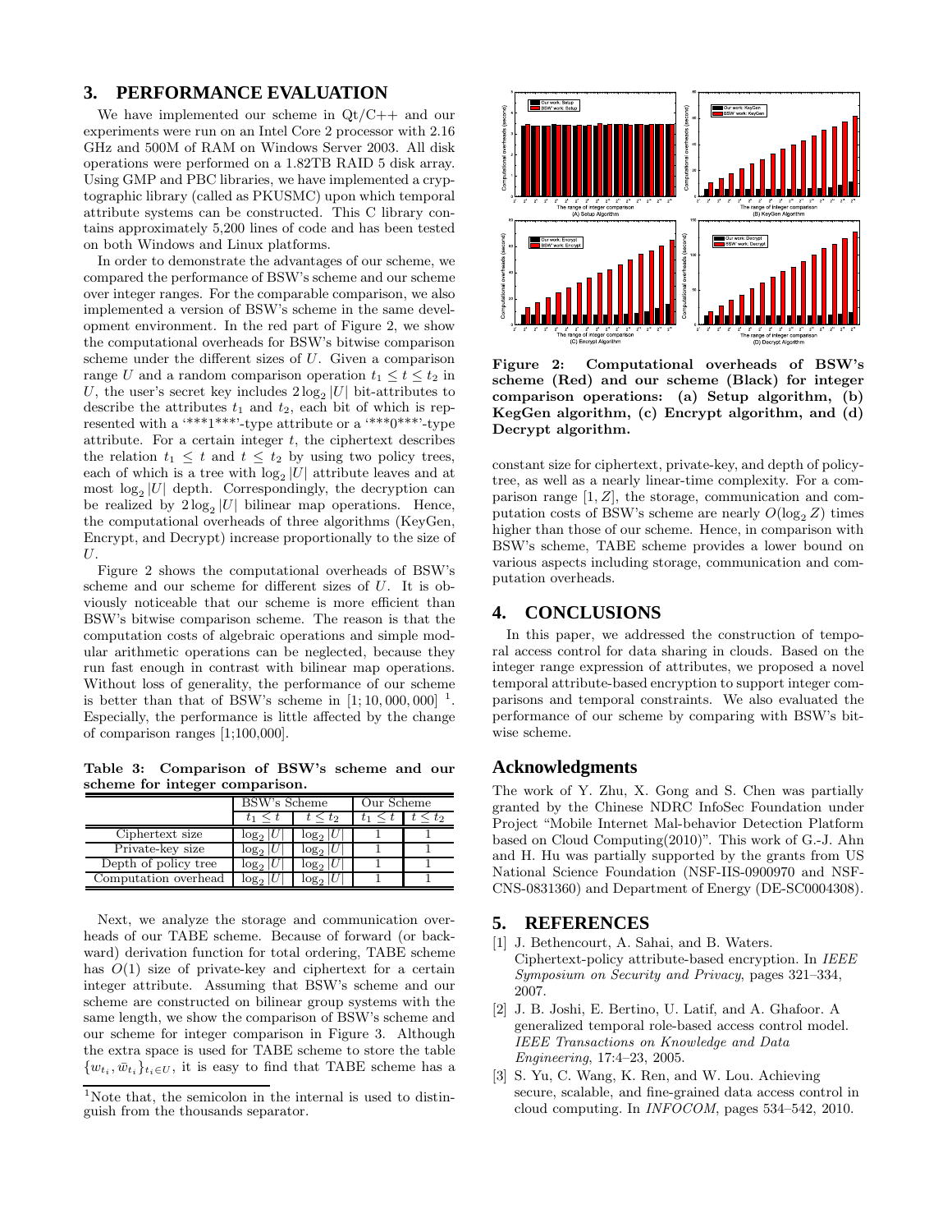## 3. PERFORMANCE EVALUATION

We have implemented our scheme in Qt/C++ and our experiments were run on an Intel Core 2 processor with 2.16 GHz and 500M of RAM on Windows Server 2003. All disk operations were performed on a 1.82TB RAID 5 disk array. Using GMP and PBC libraries, we have implemented a cryptographic library (called as PKUSMC) upon which temporal attribute systems can be constructed. This C library contains approximately 5,200 lines of code and has been tested on both Windows and Linux platforms.

In order to demonstrate the advantages of our scheme, we compared the performance of BSW's scheme and our scheme over integer ranges. For the comparable comparison, we also implemented a version of BSW's scheme in the same development environment. In the red part of Figure 2, we show the computational overheads for BSW's bitwise comparison scheme under the different sizes of $U$. Given a comparison range $U$ and a random comparison operation $t_1 \leq t \leq t_2$ in $U$, the user's secret key includes $2\log_2|U|$ bit-attributes to describe the attributes $t_1$ and $t_2$, each bit of which is represented with a '***1***'-type attribute or a '***0***'-type attribute. For a certain integer $t$, the ciphertext describes the relation $t_1 \leq t$ and $t \leq t_2$ by using two policy trees, each of which is a tree with $\log_2|U|$ attribute leaves and at most $\log_2|U|$ depth. Correspondingly, the decryption can be realized by $2\log_2|U|$ bilinear map operations. Hence, the computational overheads of three algorithms (KeyGen, Encrypt, and Decrypt) increase proportionally to the size of $U$.

Figure 2 shows the computational overheads of BSW's scheme and our scheme for different sizes of $U$. It is obviously noticeable that our scheme is more efficient than BSW's bitwise comparison scheme. The reason is that the computation costs of algebraic operations and simple modular arithmetic operations can be neglected, because they run fast enough in contrast with bilinear map operations. Without loss of generality, the performance of our scheme is better than that of BSW's scheme in $[1; 10,000,000]$ [1]. Especially, the performance is little affected by the change of comparison ranges [1;100,000].

**Table 3: Comparison of BSW's scheme and our scheme for integer comparison.**

| | BSW's Scheme | | Our Scheme | |
|---|---|---|---|---|
| | $t_1 \leq t$ | $t \leq t_2$ | $t_1 \leq t$ | $t \leq t_2$ |
| Ciphertext size | $\log_2\|U\|$ | $\log_2\|U\|$ | 1 | 1 |
| Private-key size | $\log_2\|U\|$ | $\log_2\|U\|$ | 1 | 1 |
| Depth of policy tree | $\log_2\|U\|$ | $\log_2\|U\|$ | 1 | 1 |
| Computation overhead | $\log_2\|U\|$ | $\log_2\|U\|$ | 1 | 1 |

Next, we analyze the storage and communication overheads of our TABE scheme. Because of forward (or backward) derivation function for total ordering, TABE scheme has $O(1)$ size of private-key and ciphertext for a certain integer attribute. Assuming that BSW's scheme and our scheme are constructed on bilinear group systems with the same length, we show the comparison of BSW's scheme and our scheme for integer comparison in Figure 3. Although the extra space is used for TABE scheme to store the table $\{w_{t_i}, \bar{w}_{t_i}\}_{t_i \in U}$, it is easy to find that TABE scheme has a constant size for ciphertext, private-key, and depth of policy-tree, as well as a nearly linear-time complexity. For a comparison range $[1, Z]$, the storage, communication and computation costs of BSW's scheme are nearly $O(\log_2 Z)$ times higher than those of our scheme. Hence, in comparison with BSW's scheme, TABE scheme provides a lower bound on various aspects including storage, communication and computation overheads.

[1] Note that, the semicolon in the internal is used to distinguish from the thousands separator.

**Figure 2: Computational overheads of BSW's scheme (Red) and our scheme (Black) for integer comparison operations: (a) Setup algorithm, (b) KegGen algorithm, (c) Encrypt algorithm, and (d) Decrypt algorithm.**

## 4. CONCLUSIONS

In this paper, we addressed the construction of temporal access control for data sharing in clouds. Based on the integer range expression of attributes, we proposed a novel temporal attribute-based encryption to support integer comparisons and temporal constraints. We also evaluated the performance of our scheme by comparing with BSW's bitwise scheme.

## Acknowledgments

The work of Y. Zhu, X. Gong and S. Chen was partially granted by the Chinese NDRC InfoSec Foundation under Project "Mobile Internet Mal-behavior Detection Platform based on Cloud Computing(2010)". This work of G.-J. Ahn and H. Hu was partially supported by the grants from US National Science Foundation (NSF-IIS-0900970 and NSF-CNS-0831360) and Department of Energy (DE-SC0004308).

## 5. REFERENCES

[1] J. Bethencourt, A. Sahai, and B. Waters. Ciphertext-policy attribute-based encryption. In *IEEE Symposium on Security and Privacy*, pages 321–334, 2007.

[2] J. B. Joshi, E. Bertino, U. Latif, and A. Ghafoor. A generalized temporal role-based access control model. *IEEE Transactions on Knowledge and Data Engineering*, 17:4–23, 2005.

[3] S. Yu, C. Wang, K. Ren, and W. Lou. Achieving secure, scalable, and fine-grained data access control in cloud computing. In *INFOCOM*, pages 534–542, 2010.